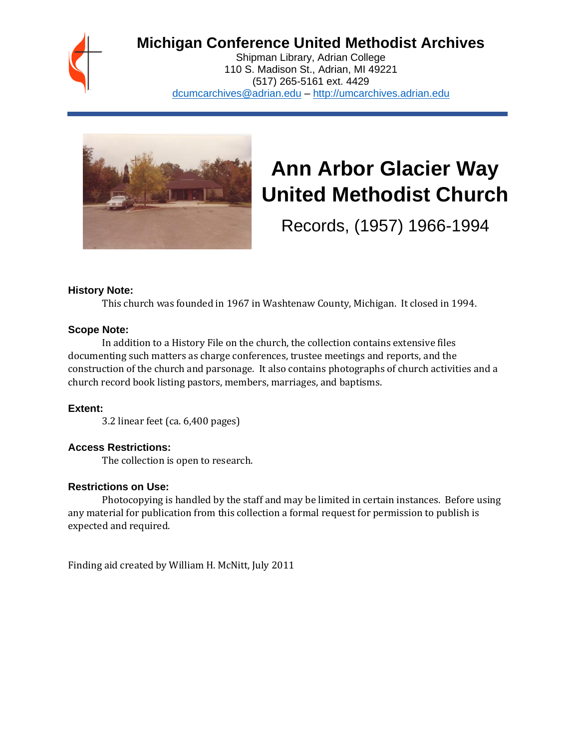# Michigan Conference United Methodist Archives

Shipman Library, Adrian College
110 S. Madison St., Adrian, MI 49221
(517) 265-5161 ext. 4429
dcumcarchives@adrian.edu – http://umcarchives.adrian.edu

# Ann Arbor Glacier Way United Methodist Church

## Records, (1957) 1966-1994

**History Note:**

This church was founded in 1967 in Washtenaw County, Michigan. It closed in 1994.

**Scope Note:**

In addition to a History File on the church, the collection contains extensive files documenting such matters as charge conferences, trustee meetings and reports, and the construction of the church and parsonage. It also contains photographs of church activities and a church record book listing pastors, members, marriages, and baptisms.

**Extent:**

3.2 linear feet (ca. 6,400 pages)

**Access Restrictions:**

The collection is open to research.

**Restrictions on Use:**

Photocopying is handled by the staff and may be limited in certain instances. Before using any material for publication from this collection a formal request for permission to publish is expected and required.

Finding aid created by William H. McNitt, July 2011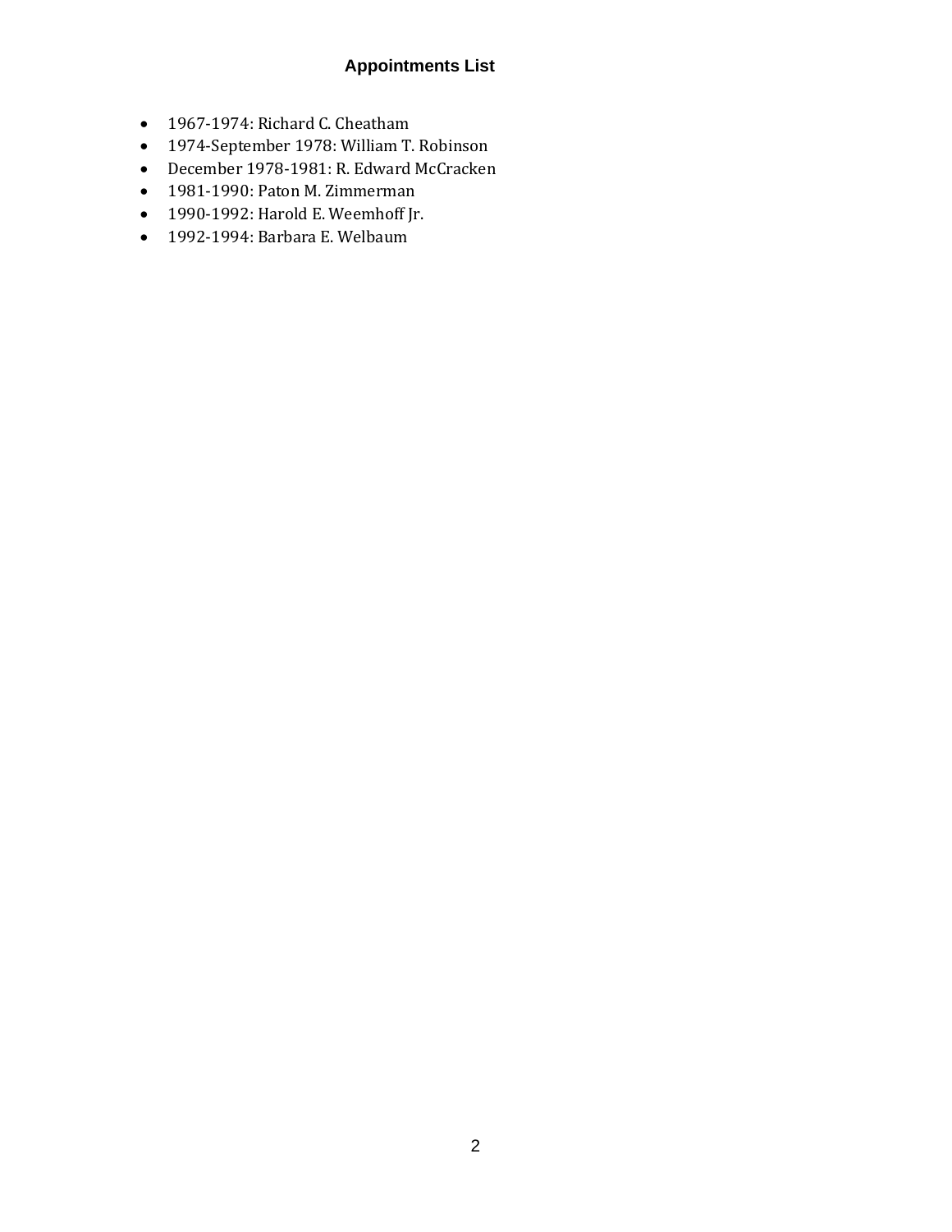## Appointments List

- 1967-1974: Richard C. Cheatham
- 1974-September 1978: William T. Robinson
- December 1978-1981: R. Edward McCracken
- 1981-1990: Paton M. Zimmerman
- 1990-1992: Harold E. Weemhoff Jr.
- 1992-1994: Barbara E. Welbaum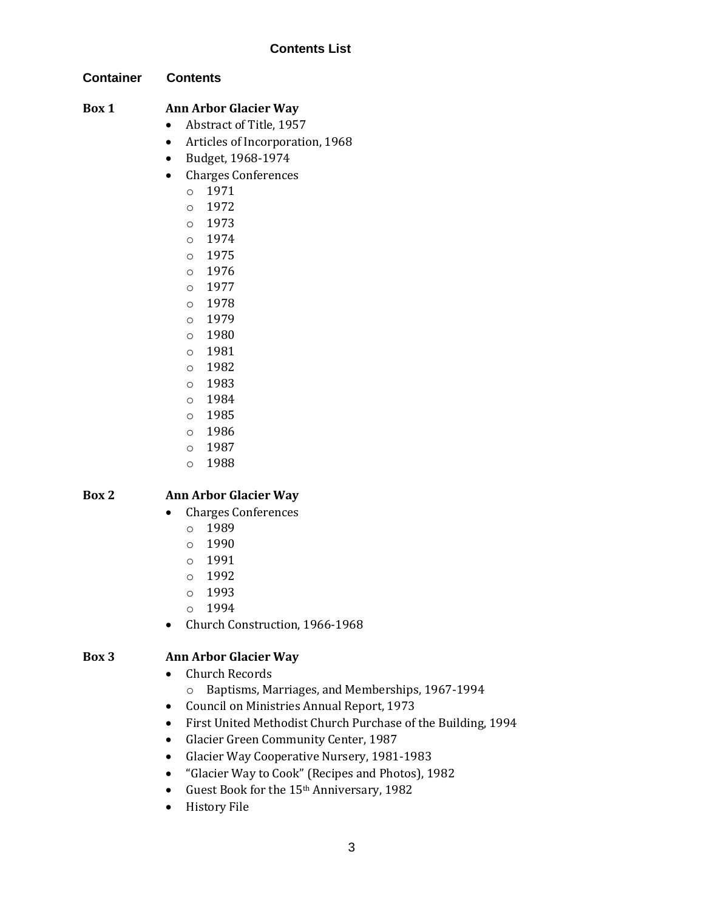## Contents List

**Container** **Contents**

**Box 1** **Ann Arbor Glacier Way**

- Abstract of Title, 1957
- Articles of Incorporation, 1968
- Budget, 1968-1974
- Charges Conferences
  - 1971
  - 1972
  - 1973
  - 1974
  - 1975
  - 1976
  - 1977
  - 1978
  - 1979
  - 1980
  - 1981
  - 1982
  - 1983
  - 1984
  - 1985
  - 1986
  - 1987
  - 1988

**Box 2** **Ann Arbor Glacier Way**

- Charges Conferences
  - 1989
  - 1990
  - 1991
  - 1992
  - 1993
  - 1994
- Church Construction, 1966-1968

**Box 3** **Ann Arbor Glacier Way**

- Church Records
  - Baptisms, Marriages, and Memberships, 1967-1994
- Council on Ministries Annual Report, 1973
- First United Methodist Church Purchase of the Building, 1994
- Glacier Green Community Center, 1987
- Glacier Way Cooperative Nursery, 1981-1983
- "Glacier Way to Cook" (Recipes and Photos), 1982
- Guest Book for the 15th Anniversary, 1982
- History File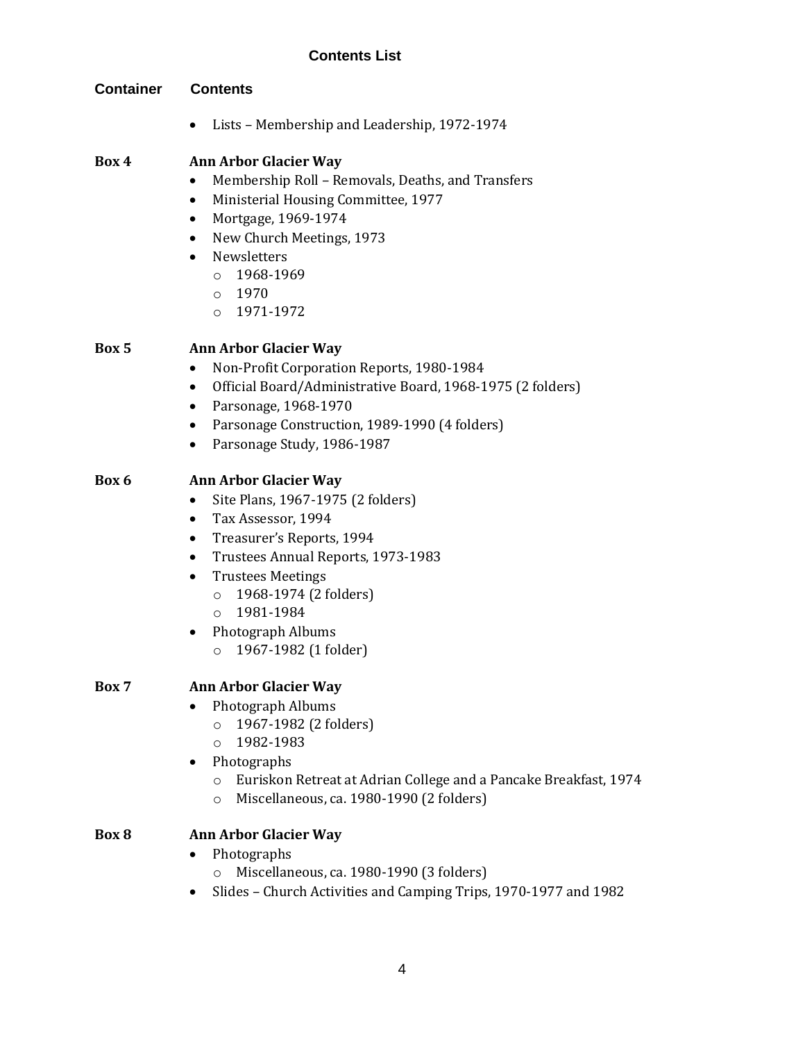### Contents List

| Container | Contents |
| --- | --- |
| | • Lists – Membership and Leadership, 1972-1974 |
| **Box 4** | **Ann Arbor Glacier Way**<br>• Membership Roll – Removals, Deaths, and Transfers<br>• Ministerial Housing Committee, 1977<br>• Mortgage, 1969-1974<br>• New Church Meetings, 1973<br>• Newsletters<br>&nbsp;&nbsp;&nbsp;&nbsp;o 1968-1969<br>&nbsp;&nbsp;&nbsp;&nbsp;o 1970<br>&nbsp;&nbsp;&nbsp;&nbsp;o 1971-1972 |
| **Box 5** | **Ann Arbor Glacier Way**<br>• Non-Profit Corporation Reports, 1980-1984<br>• Official Board/Administrative Board, 1968-1975 (2 folders)<br>• Parsonage, 1968-1970<br>• Parsonage Construction, 1989-1990 (4 folders)<br>• Parsonage Study, 1986-1987 |
| **Box 6** | **Ann Arbor Glacier Way**<br>• Site Plans, 1967-1975 (2 folders)<br>• Tax Assessor, 1994<br>• Treasurer's Reports, 1994<br>• Trustees Annual Reports, 1973-1983<br>• Trustees Meetings<br>&nbsp;&nbsp;&nbsp;&nbsp;o 1968-1974 (2 folders)<br>&nbsp;&nbsp;&nbsp;&nbsp;o 1981-1984<br>• Photograph Albums<br>&nbsp;&nbsp;&nbsp;&nbsp;o 1967-1982 (1 folder) |
| **Box 7** | **Ann Arbor Glacier Way**<br>• Photograph Albums<br>&nbsp;&nbsp;&nbsp;&nbsp;o 1967-1982 (2 folders)<br>&nbsp;&nbsp;&nbsp;&nbsp;o 1982-1983<br>• Photographs<br>&nbsp;&nbsp;&nbsp;&nbsp;o Euriskon Retreat at Adrian College and a Pancake Breakfast, 1974<br>&nbsp;&nbsp;&nbsp;&nbsp;o Miscellaneous, ca. 1980-1990 (2 folders) |
| **Box 8** | **Ann Arbor Glacier Way**<br>• Photographs<br>&nbsp;&nbsp;&nbsp;&nbsp;o Miscellaneous, ca. 1980-1990 (3 folders)<br>• Slides – Church Activities and Camping Trips, 1970-1977 and 1982 |